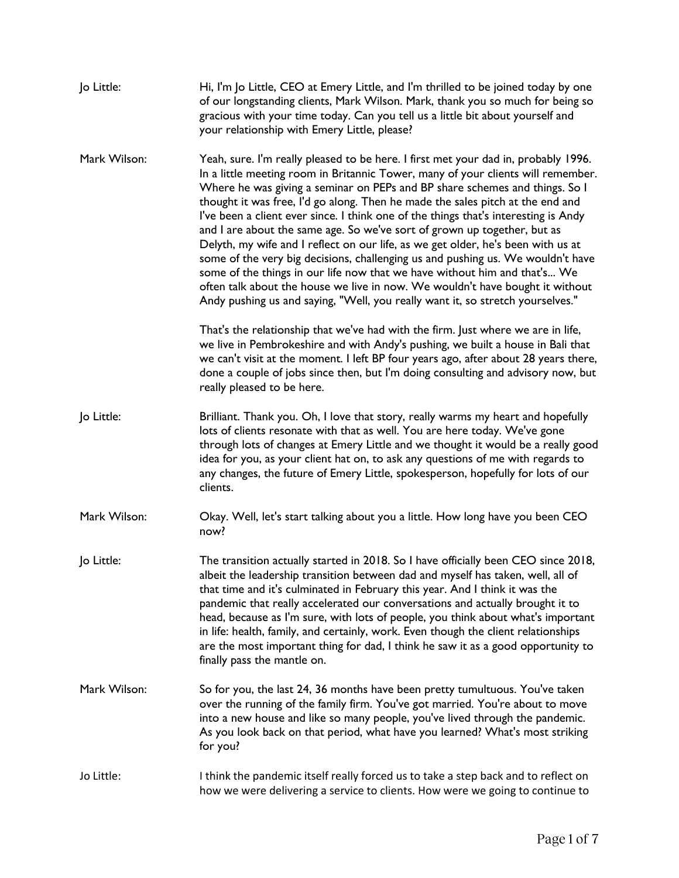**Jo Little:** Hi, I'm Jo Little, CEO at Emery Little, and I'm thrilled to be joined today by one of our longstanding clients, Mark Wilson. Mark, thank you so much for being so gracious with your time today. Can you tell us a little bit about yourself and your relationship with Emery Little, please?

**Mark Wilson:** Yeah, sure. I'm really pleased to be here. I first met your dad in, probably 1996. In a little meeting room in Britannic Tower, many of your clients will remember. Where he was giving a seminar on PEPs and BP share schemes and things. So I thought it was free, I'd go along. Then he made the sales pitch at the end and I've been a client ever since. I think one of the things that's interesting is Andy and I are about the same age. So we've sort of grown up together, but as Delyth, my wife and I reflect on our life, as we get older, he's been with us at some of the very big decisions, challenging us and pushing us. We wouldn't have some of the things in our life now that we have without him and that's... We often talk about the house we live in now. We wouldn't have bought it without Andy pushing us and saying, "Well, you really want it, so stretch yourselves."

That's the relationship that we've had with the firm. Just where we are in life, we live in Pembrokeshire and with Andy's pushing, we built a house in Bali that we can't visit at the moment. I left BP four years ago, after about 28 years there, done a couple of jobs since then, but I'm doing consulting and advisory now, but really pleased to be here.

**Jo Little:** Brilliant. Thank you. Oh, I love that story, really warms my heart and hopefully lots of clients resonate with that as well. You are here today. We've gone through lots of changes at Emery Little and we thought it would be a really good idea for you, as your client hat on, to ask any questions of me with regards to any changes, the future of Emery Little, spokesperson, hopefully for lots of our clients.

**Mark Wilson:** Okay. Well, let's start talking about you a little. How long have you been CEO now?

**Jo Little:** The transition actually started in 2018. So I have officially been CEO since 2018, albeit the leadership transition between dad and myself has taken, well, all of that time and it's culminated in February this year. And I think it was the pandemic that really accelerated our conversations and actually brought it to head, because as I'm sure, with lots of people, you think about what's important in life: health, family, and certainly, work. Even though the client relationships are the most important thing for dad, I think he saw it as a good opportunity to finally pass the mantle on.

**Mark Wilson:** So for you, the last 24, 36 months have been pretty tumultuous. You've taken over the running of the family firm. You've got married. You're about to move into a new house and like so many people, you've lived through the pandemic. As you look back on that period, what have you learned? What's most striking for you?

**Jo Little:** I think the pandemic itself really forced us to take a step back and to reflect on how we were delivering a service to clients. How were we going to continue to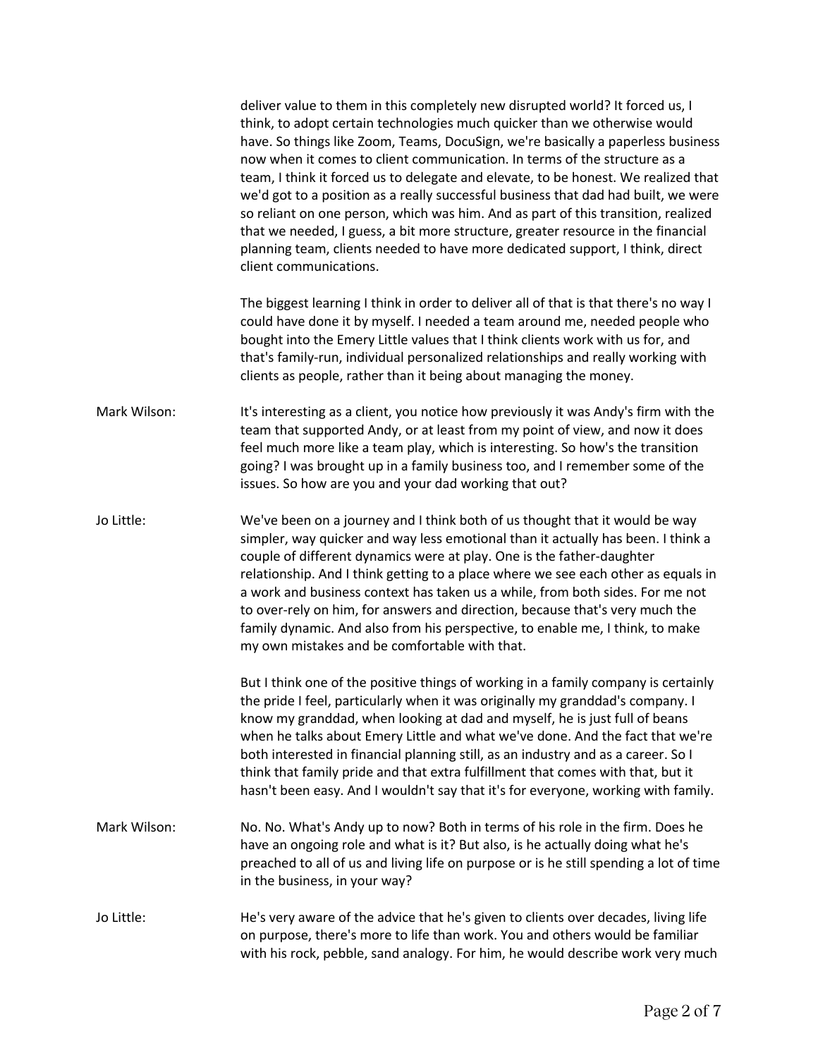deliver value to them in this completely new disrupted world? It forced us, I think, to adopt certain technologies much quicker than we otherwise would have. So things like Zoom, Teams, DocuSign, we're basically a paperless business now when it comes to client communication. In terms of the structure as a team, I think it forced us to delegate and elevate, to be honest. We realized that we'd got to a position as a really successful business that dad had built, we were so reliant on one person, which was him. And as part of this transition, realized that we needed, I guess, a bit more structure, greater resource in the financial planning team, clients needed to have more dedicated support, I think, direct client communications.

The biggest learning I think in order to deliver all of that is that there's no way I could have done it by myself. I needed a team around me, needed people who bought into the Emery Little values that I think clients work with us for, and that's family-run, individual personalized relationships and really working with clients as people, rather than it being about managing the money.

**Mark Wilson:** It's interesting as a client, you notice how previously it was Andy's firm with the team that supported Andy, or at least from my point of view, and now it does feel much more like a team play, which is interesting. So how's the transition going? I was brought up in a family business too, and I remember some of the issues. So how are you and your dad working that out?

**Jo Little:** We've been on a journey and I think both of us thought that it would be way simpler, way quicker and way less emotional than it actually has been. I think a couple of different dynamics were at play. One is the father-daughter relationship. And I think getting to a place where we see each other as equals in a work and business context has taken us a while, from both sides. For me not to over-rely on him, for answers and direction, because that's very much the family dynamic. And also from his perspective, to enable me, I think, to make my own mistakes and be comfortable with that.

But I think one of the positive things of working in a family company is certainly the pride I feel, particularly when it was originally my granddad's company. I know my granddad, when looking at dad and myself, he is just full of beans when he talks about Emery Little and what we've done. And the fact that we're both interested in financial planning still, as an industry and as a career. So I think that family pride and that extra fulfillment that comes with that, but it hasn't been easy. And I wouldn't say that it's for everyone, working with family.

**Mark Wilson:** No. No. What's Andy up to now? Both in terms of his role in the firm. Does he have an ongoing role and what is it? But also, is he actually doing what he's preached to all of us and living life on purpose or is he still spending a lot of time in the business, in your way?

**Jo Little:** He's very aware of the advice that he's given to clients over decades, living life on purpose, there's more to life than work. You and others would be familiar with his rock, pebble, sand analogy. For him, he would describe work very much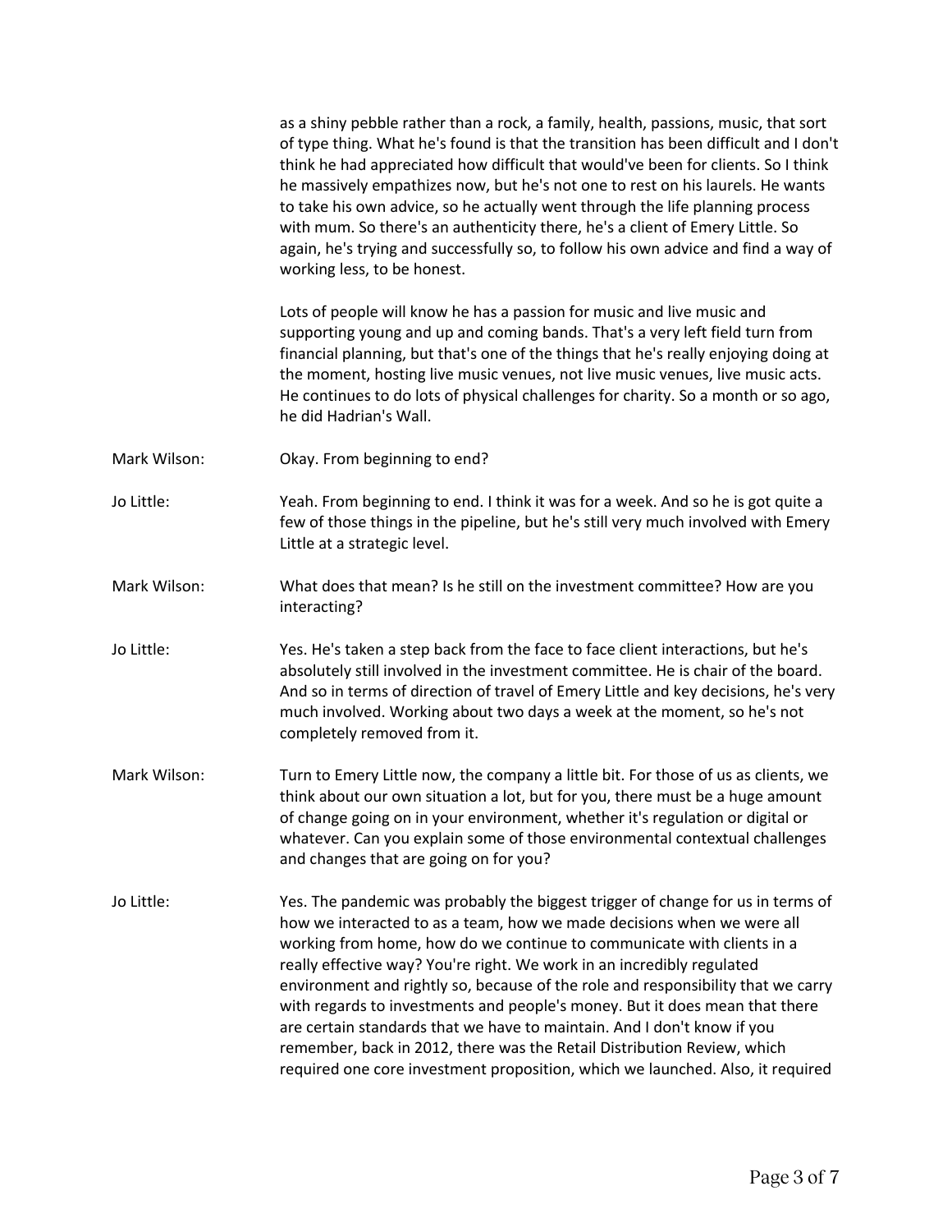as a shiny pebble rather than a rock, a family, health, passions, music, that sort of type thing. What he's found is that the transition has been difficult and I don't think he had appreciated how difficult that would've been for clients. So I think he massively empathizes now, but he's not one to rest on his laurels. He wants to take his own advice, so he actually went through the life planning process with mum. So there's an authenticity there, he's a client of Emery Little. So again, he's trying and successfully so, to follow his own advice and find a way of working less, to be honest.

Lots of people will know he has a passion for music and live music and supporting young and up and coming bands. That's a very left field turn from financial planning, but that's one of the things that he's really enjoying doing at the moment, hosting live music venues, not live music venues, live music acts. He continues to do lots of physical challenges for charity. So a month or so ago, he did Hadrian's Wall.

Mark Wilson: Okay. From beginning to end?

Jo Little: Yeah. From beginning to end. I think it was for a week. And so he is got quite a few of those things in the pipeline, but he's still very much involved with Emery Little at a strategic level.

Mark Wilson: What does that mean? Is he still on the investment committee? How are you interacting?

Jo Little: Yes. He's taken a step back from the face to face client interactions, but he's absolutely still involved in the investment committee. He is chair of the board. And so in terms of direction of travel of Emery Little and key decisions, he's very much involved. Working about two days a week at the moment, so he's not completely removed from it.

Mark Wilson: Turn to Emery Little now, the company a little bit. For those of us as clients, we think about our own situation a lot, but for you, there must be a huge amount of change going on in your environment, whether it's regulation or digital or whatever. Can you explain some of those environmental contextual challenges and changes that are going on for you?

Jo Little: Yes. The pandemic was probably the biggest trigger of change for us in terms of how we interacted to as a team, how we made decisions when we were all working from home, how do we continue to communicate with clients in a really effective way? You're right. We work in an incredibly regulated environment and rightly so, because of the role and responsibility that we carry with regards to investments and people's money. But it does mean that there are certain standards that we have to maintain. And I don't know if you remember, back in 2012, there was the Retail Distribution Review, which required one core investment proposition, which we launched. Also, it required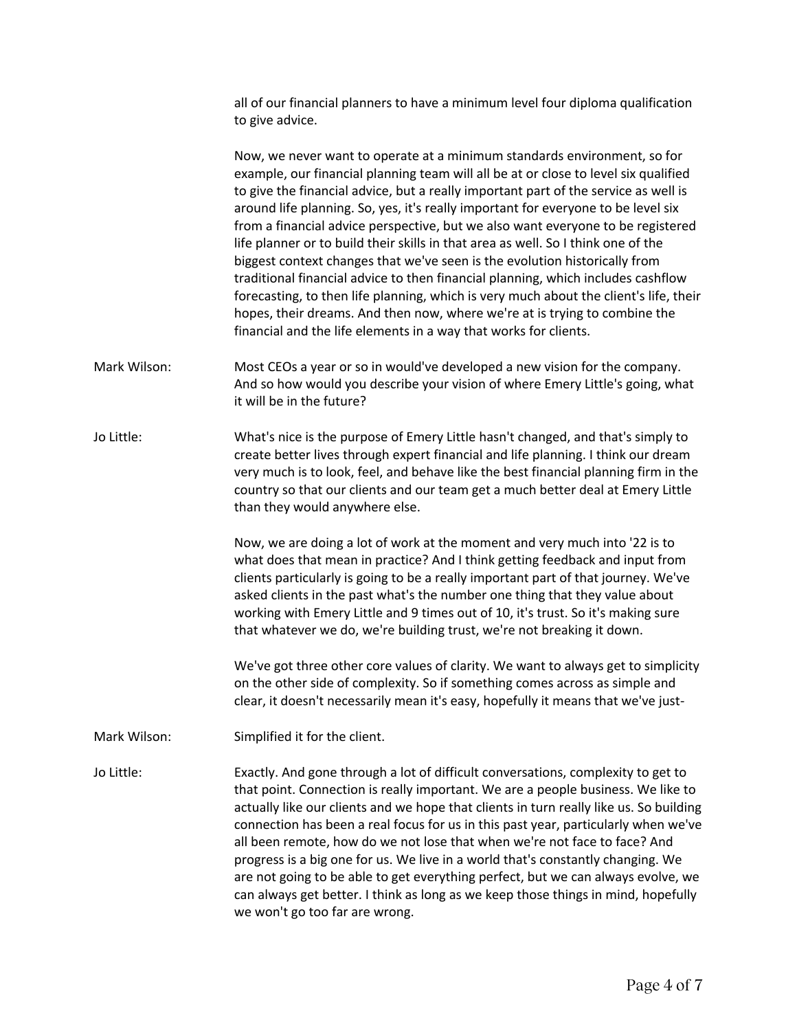all of our financial planners to have a minimum level four diploma qualification to give advice.

Now, we never want to operate at a minimum standards environment, so for example, our financial planning team will all be at or close to level six qualified to give the financial advice, but a really important part of the service as well is around life planning. So, yes, it's really important for everyone to be level six from a financial advice perspective, but we also want everyone to be registered life planner or to build their skills in that area as well. So I think one of the biggest context changes that we've seen is the evolution historically from traditional financial advice to then financial planning, which includes cashflow forecasting, to then life planning, which is very much about the client's life, their hopes, their dreams. And then now, where we're at is trying to combine the financial and the life elements in a way that works for clients.

Mark Wilson: Most CEOs a year or so in would've developed a new vision for the company. And so how would you describe your vision of where Emery Little's going, what it will be in the future?

Jo Little: What's nice is the purpose of Emery Little hasn't changed, and that's simply to create better lives through expert financial and life planning. I think our dream very much is to look, feel, and behave like the best financial planning firm in the country so that our clients and our team get a much better deal at Emery Little than they would anywhere else.

Now, we are doing a lot of work at the moment and very much into '22 is to what does that mean in practice? And I think getting feedback and input from clients particularly is going to be a really important part of that journey. We've asked clients in the past what's the number one thing that they value about working with Emery Little and 9 times out of 10, it's trust. So it's making sure that whatever we do, we're building trust, we're not breaking it down.

We've got three other core values of clarity. We want to always get to simplicity on the other side of complexity. So if something comes across as simple and clear, it doesn't necessarily mean it's easy, hopefully it means that we've just-

Mark Wilson: Simplified it for the client.

Jo Little: Exactly. And gone through a lot of difficult conversations, complexity to get to that point. Connection is really important. We are a people business. We like to actually like our clients and we hope that clients in turn really like us. So building connection has been a real focus for us in this past year, particularly when we've all been remote, how do we not lose that when we're not face to face? And progress is a big one for us. We live in a world that's constantly changing. We are not going to be able to get everything perfect, but we can always evolve, we can always get better. I think as long as we keep those things in mind, hopefully we won't go too far are wrong.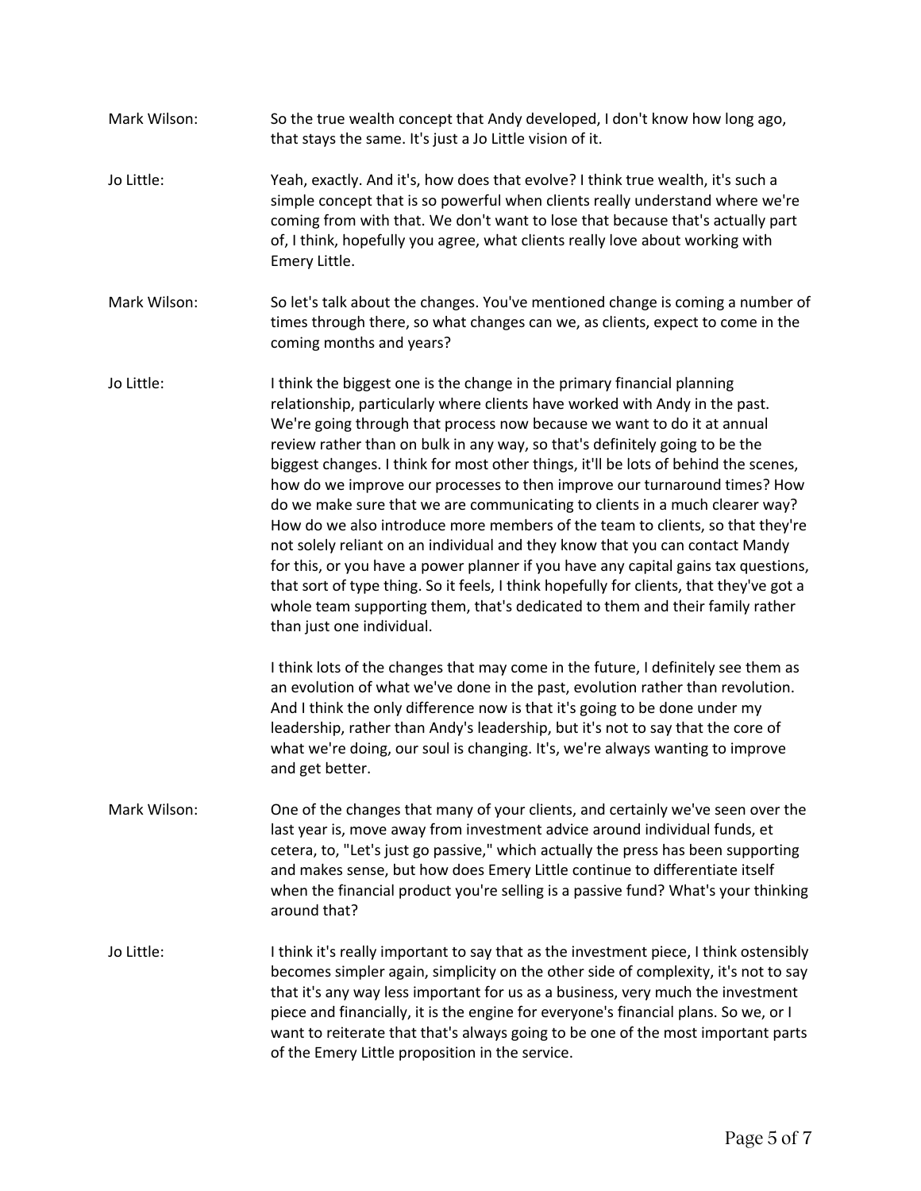**Mark Wilson:** So the true wealth concept that Andy developed, I don't know how long ago, that stays the same. It's just a Jo Little vision of it.

**Jo Little:** Yeah, exactly. And it's, how does that evolve? I think true wealth, it's such a simple concept that is so powerful when clients really understand where we're coming from with that. We don't want to lose that because that's actually part of, I think, hopefully you agree, what clients really love about working with Emery Little.

**Mark Wilson:** So let's talk about the changes. You've mentioned change is coming a number of times through there, so what changes can we, as clients, expect to come in the coming months and years?

**Jo Little:** I think the biggest one is the change in the primary financial planning relationship, particularly where clients have worked with Andy in the past. We're going through that process now because we want to do it at annual review rather than on bulk in any way, so that's definitely going to be the biggest changes. I think for most other things, it'll be lots of behind the scenes, how do we improve our processes to then improve our turnaround times? How do we make sure that we are communicating to clients in a much clearer way? How do we also introduce more members of the team to clients, so that they're not solely reliant on an individual and they know that you can contact Mandy for this, or you have a power planner if you have any capital gains tax questions, that sort of type thing. So it feels, I think hopefully for clients, that they've got a whole team supporting them, that's dedicated to them and their family rather than just one individual.

I think lots of the changes that may come in the future, I definitely see them as an evolution of what we've done in the past, evolution rather than revolution. And I think the only difference now is that it's going to be done under my leadership, rather than Andy's leadership, but it's not to say that the core of what we're doing, our soul is changing. It's, we're always wanting to improve and get better.

**Mark Wilson:** One of the changes that many of your clients, and certainly we've seen over the last year is, move away from investment advice around individual funds, et cetera, to, "Let's just go passive," which actually the press has been supporting and makes sense, but how does Emery Little continue to differentiate itself when the financial product you're selling is a passive fund? What's your thinking around that?

**Jo Little:** I think it's really important to say that as the investment piece, I think ostensibly becomes simpler again, simplicity on the other side of complexity, it's not to say that it's any way less important for us as a business, very much the investment piece and financially, it is the engine for everyone's financial plans. So we, or I want to reiterate that that's always going to be one of the most important parts of the Emery Little proposition in the service.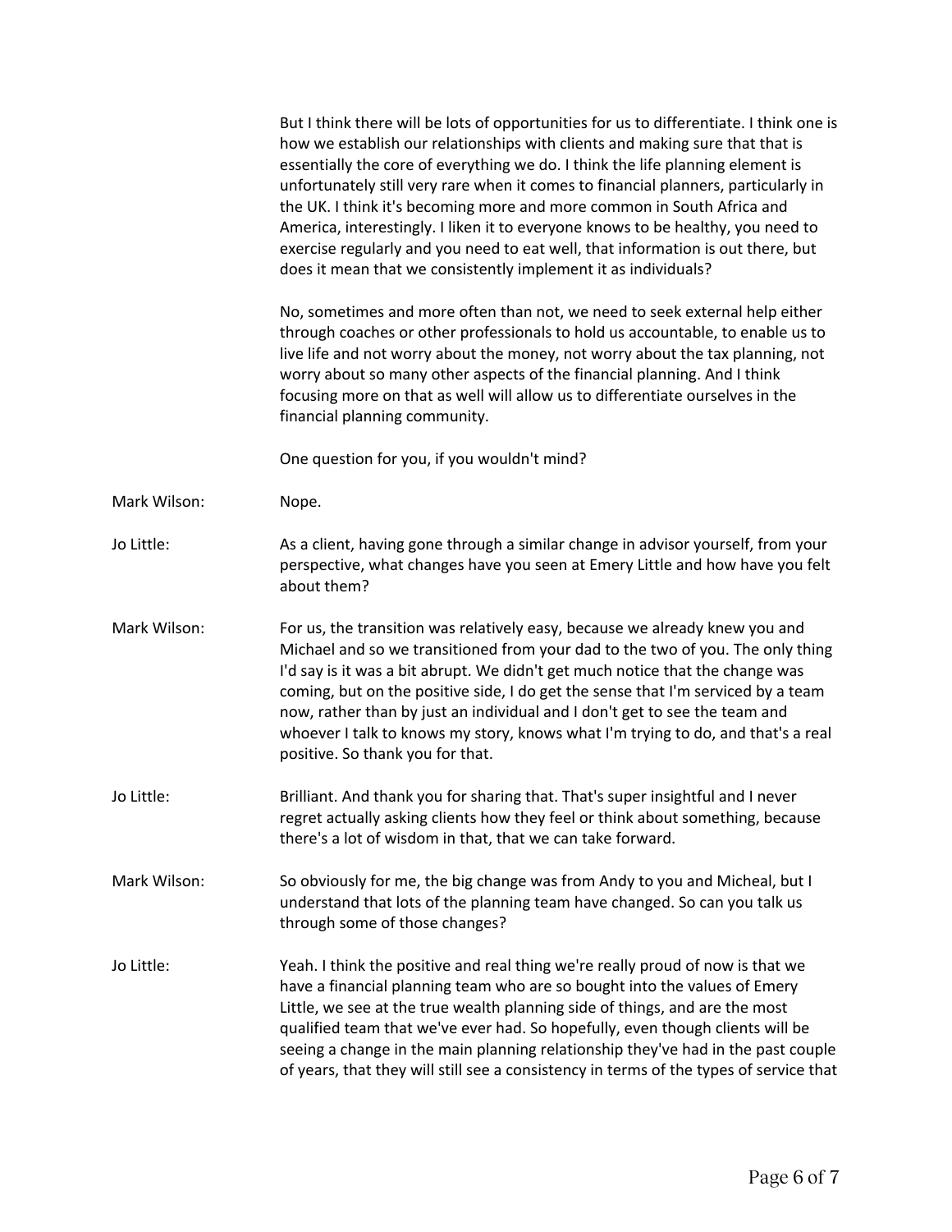But I think there will be lots of opportunities for us to differentiate. I think one is how we establish our relationships with clients and making sure that that is essentially the core of everything we do. I think the life planning element is unfortunately still very rare when it comes to financial planners, particularly in the UK. I think it's becoming more and more common in South Africa and America, interestingly. I liken it to everyone knows to be healthy, you need to exercise regularly and you need to eat well, that information is out there, but does it mean that we consistently implement it as individuals?

No, sometimes and more often than not, we need to seek external help either through coaches or other professionals to hold us accountable, to enable us to live life and not worry about the money, not worry about the tax planning, not worry about so many other aspects of the financial planning. And I think focusing more on that as well will allow us to differentiate ourselves in the financial planning community.

One question for you, if you wouldn't mind?

**Mark Wilson:** Nope.

**Jo Little:** As a client, having gone through a similar change in advisor yourself, from your perspective, what changes have you seen at Emery Little and how have you felt about them?

**Mark Wilson:** For us, the transition was relatively easy, because we already knew you and Michael and so we transitioned from your dad to the two of you. The only thing I'd say is it was a bit abrupt. We didn't get much notice that the change was coming, but on the positive side, I do get the sense that I'm serviced by a team now, rather than by just an individual and I don't get to see the team and whoever I talk to knows my story, knows what I'm trying to do, and that's a real positive. So thank you for that.

**Jo Little:** Brilliant. And thank you for sharing that. That's super insightful and I never regret actually asking clients how they feel or think about something, because there's a lot of wisdom in that, that we can take forward.

**Mark Wilson:** So obviously for me, the big change was from Andy to you and Micheal, but I understand that lots of the planning team have changed. So can you talk us through some of those changes?

**Jo Little:** Yeah. I think the positive and real thing we're really proud of now is that we have a financial planning team who are so bought into the values of Emery Little, we see at the true wealth planning side of things, and are the most qualified team that we've ever had. So hopefully, even though clients will be seeing a change in the main planning relationship they've had in the past couple of years, that they will still see a consistency in terms of the types of service that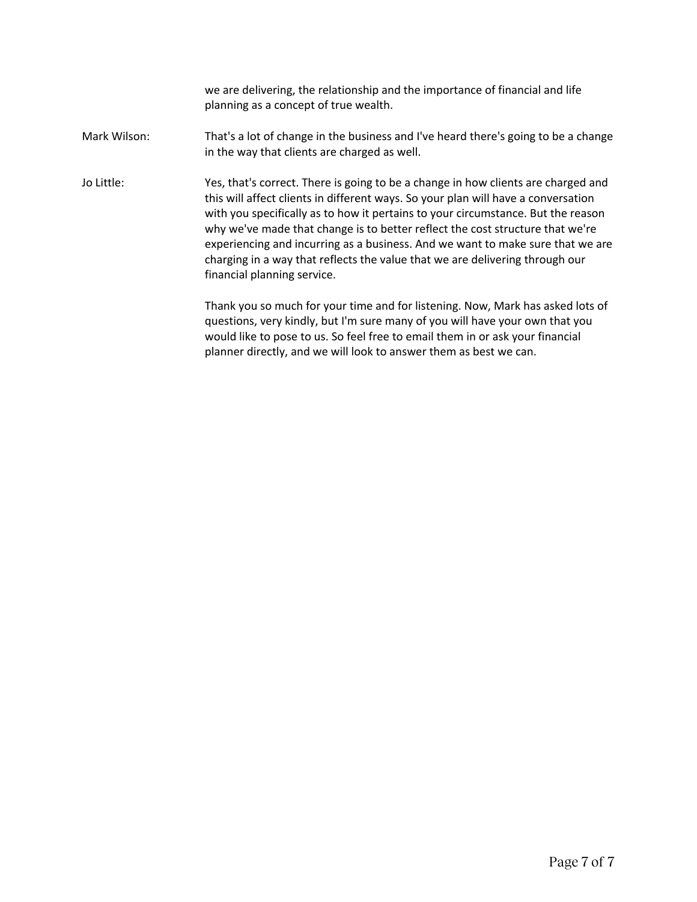we are delivering, the relationship and the importance of financial and life planning as a concept of true wealth.

Mark Wilson: That's a lot of change in the business and I've heard there's going to be a change in the way that clients are charged as well.

Jo Little: Yes, that's correct. There is going to be a change in how clients are charged and this will affect clients in different ways. So your plan will have a conversation with you specifically as to how it pertains to your circumstance. But the reason why we've made that change is to better reflect the cost structure that we're experiencing and incurring as a business. And we want to make sure that we are charging in a way that reflects the value that we are delivering through our financial planning service.

Thank you so much for your time and for listening. Now, Mark has asked lots of questions, very kindly, but I'm sure many of you will have your own that you would like to pose to us. So feel free to email them in or ask your financial planner directly, and we will look to answer them as best we can.